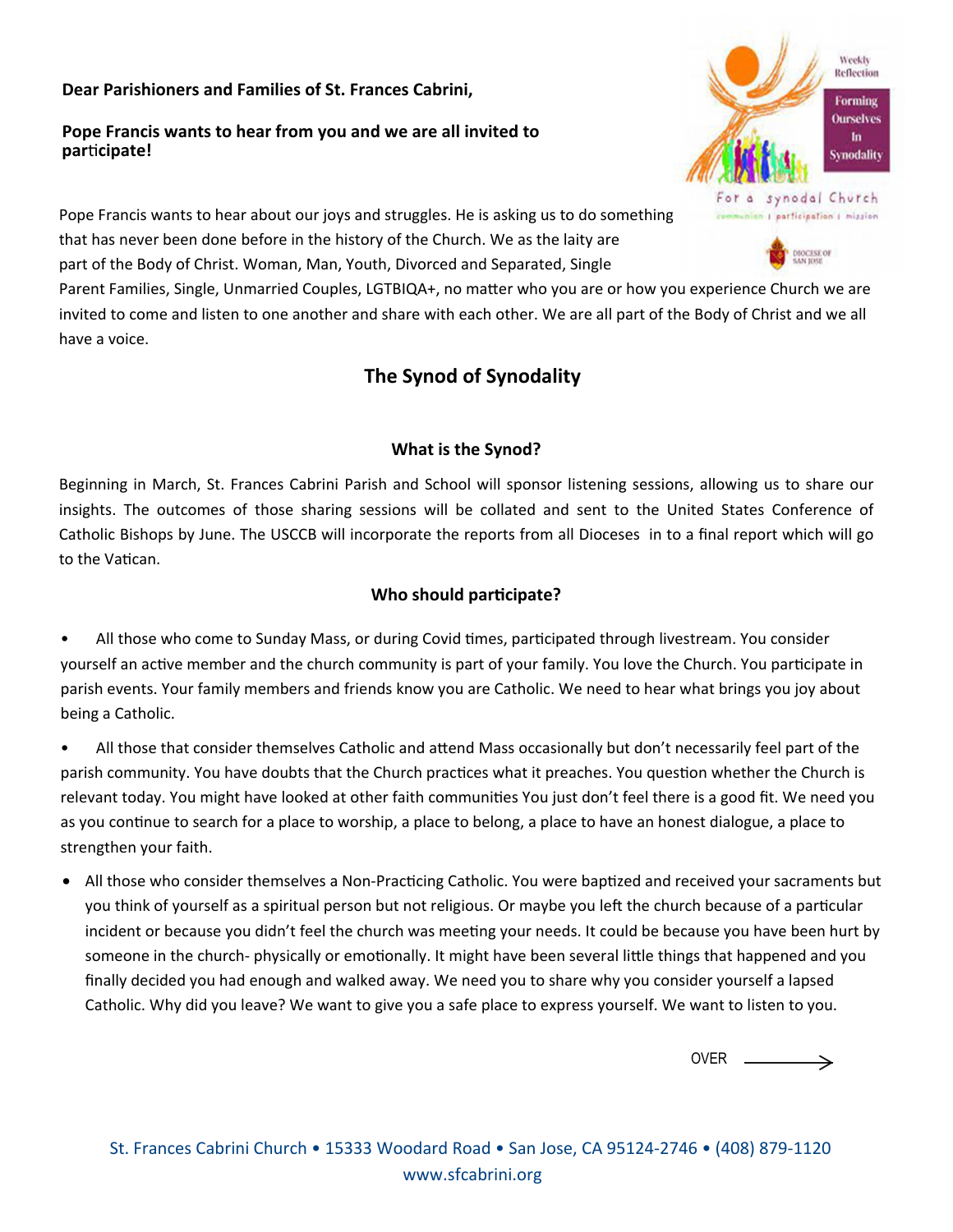**Dear Parishioners and Families of St. Frances Cabrini,**

**Pope Francis wants to hear from you and we are all invited to participate!**

Pope Francis wants to hear about our joys and struggles. He is asking us to do something that has never been done before in the history of the Church. We as the laity are part of the Body of Christ. Woman, Man, Youth, Divorced and Separated, Single Parent Families, Single, Unmarried Couples, LGTBIQA+, no matter who you are or how you experience Church we are invited to come and listen to one another and share with each other. We are all part of the Body of Christ and we all have a voice.

## The Synod of Synodality

### What is the Synod?

Beginning in March, St. Frances Cabrini Parish and School will sponsor listening sessions, allowing us to share our insights. The outcomes of those sharing sessions will be collated and sent to the United States Conference of Catholic Bishops by June. The USCCB will incorporate the reports from all Dioceses in to a final report which will go to the Vatican.

### Who should participate?

- All those who come to Sunday Mass, or during Covid times, participated through livestream. You consider yourself an active member and the church community is part of your family. You love the Church. You participate in parish events. Your family members and friends know you are Catholic. We need to hear what brings you joy about being a Catholic.
- All those that consider themselves Catholic and attend Mass occasionally but don't necessarily feel part of the parish community. You have doubts that the Church practices what it preaches. You question whether the Church is relevant today. You might have looked at other faith communities You just don't feel there is a good fit. We need you as you continue to search for a place to worship, a place to belong, a place to have an honest dialogue, a place to strengthen your faith.
- All those who consider themselves a Non-Practicing Catholic. You were baptized and received your sacraments but you think of yourself as a spiritual person but not religious. Or maybe you left the church because of a particular incident or because you didn't feel the church was meeting your needs. It could be because you have been hurt by someone in the church- physically or emotionally. It might have been several little things that happened and you finally decided you had enough and walked away. We need you to share why you consider yourself a lapsed Catholic. Why did you leave? We want to give you a safe place to express yourself. We want to listen to you.

OVER →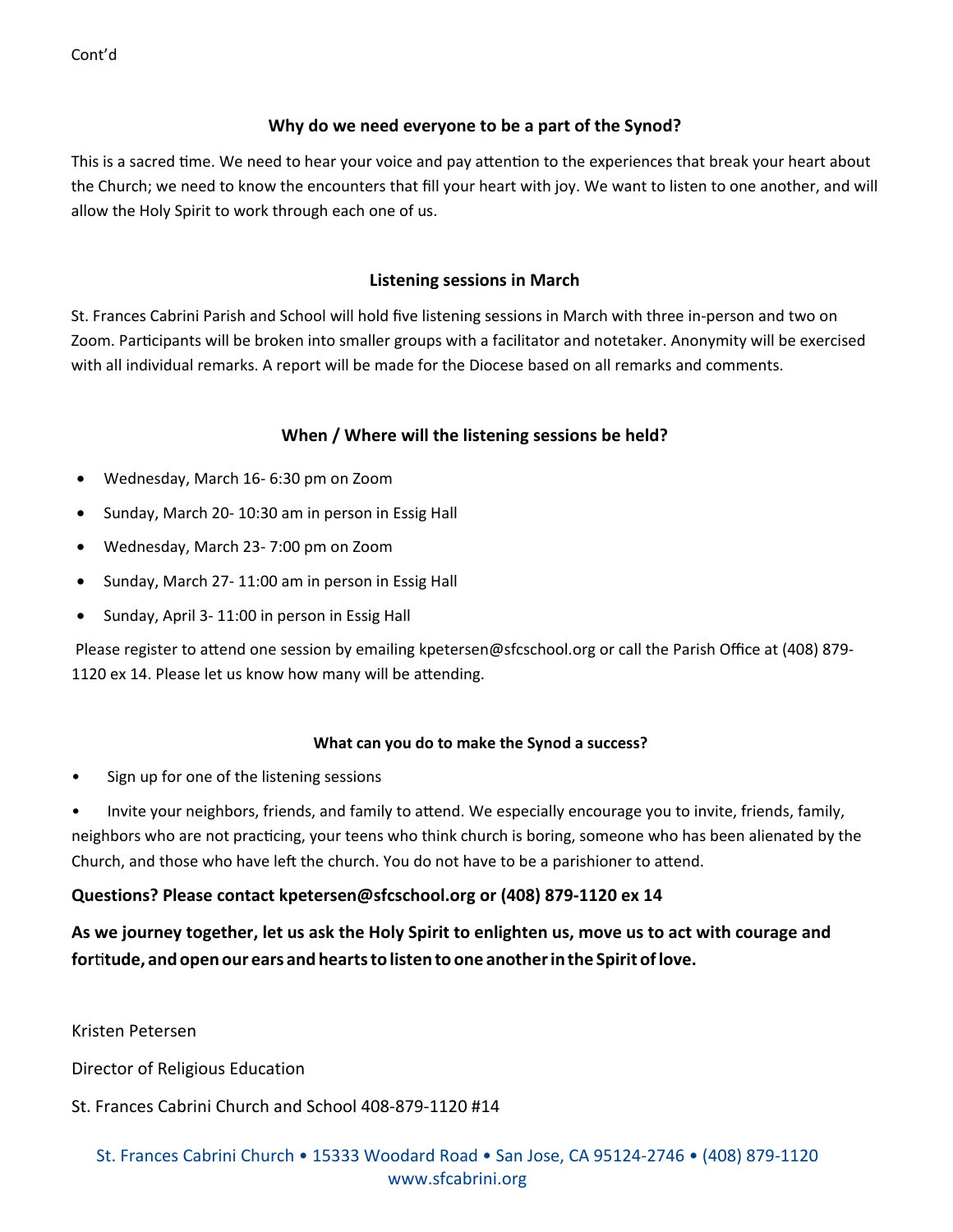Cont'd

### Why do we need everyone to be a part of the Synod?

This is a sacred time. We need to hear your voice and pay attention to the experiences that break your heart about the Church; we need to know the encounters that fill your heart with joy. We want to listen to one another, and will allow the Holy Spirit to work through each one of us.

### Listening sessions in March

St. Frances Cabrini Parish and School will hold five listening sessions in March with three in-person and two on Zoom. Participants will be broken into smaller groups with a facilitator and notetaker. Anonymity will be exercised with all individual remarks. A report will be made for the Diocese based on all remarks and comments.

### When / Where will the listening sessions be held?

- Wednesday, March 16- 6:30 pm on Zoom
- Sunday, March 20- 10:30 am in person in Essig Hall
- Wednesday, March 23- 7:00 pm on Zoom
- Sunday, March 27- 11:00 am in person in Essig Hall
- Sunday, April 3- 11:00 in person in Essig Hall

Please register to attend one session by emailing kpetersen@sfcschool.org or call the Parish Office at (408) 879-1120 ex 14. Please let us know how many will be attending.

#### What can you do to make the Synod a success?

- Sign up for one of the listening sessions
- Invite your neighbors, friends, and family to attend. We especially encourage you to invite, friends, family, neighbors who are not practicing, your teens who think church is boring, someone who has been alienated by the Church, and those who have left the church. You do not have to be a parishioner to attend.

**Questions? Please contact kpetersen@sfcschool.org or (408) 879-1120 ex 14**

**As we journey together, let us ask the Holy Spirit to enlighten us, move us to act with courage and fortitude, and open our ears and hearts to listen to one another in the Spirit of love.**

Kristen Petersen

Director of Religious Education

St. Frances Cabrini Church and School 408-879-1120 #14

St. Frances Cabrini Church • 15333 Woodard Road • San Jose, CA 95124-2746 • (408) 879-1120
www.sfcabrini.org